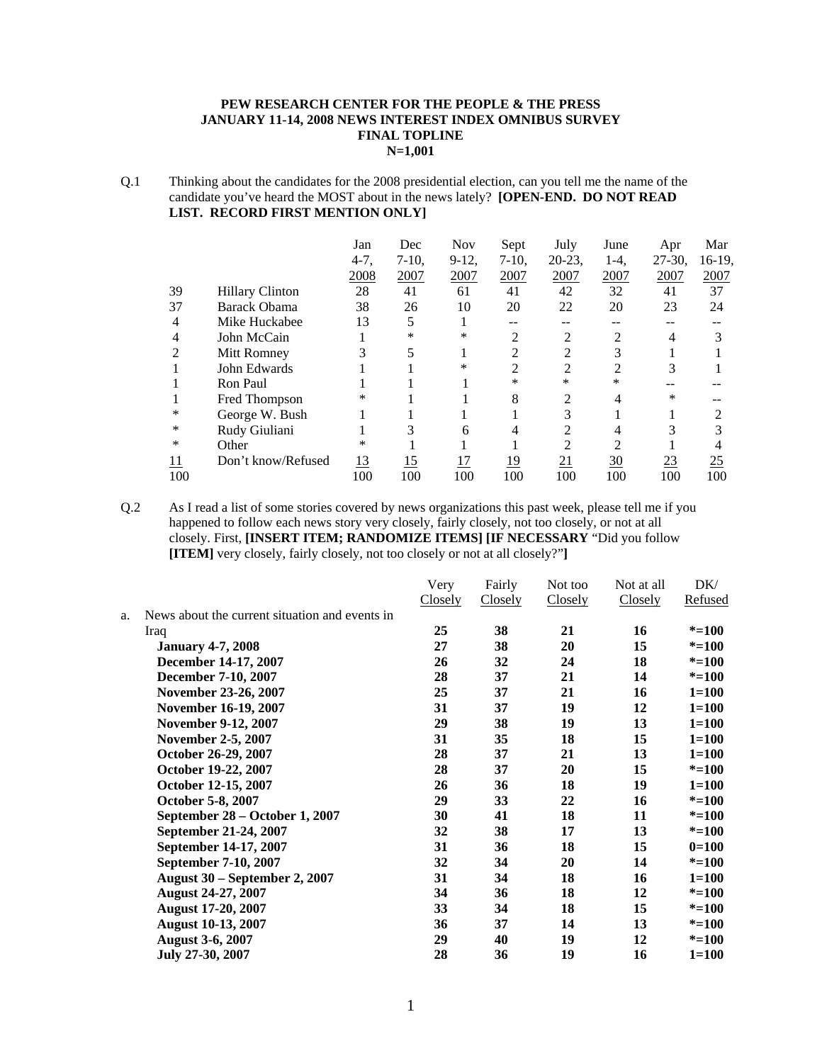**PEW RESEARCH CENTER FOR THE PEOPLE & THE PRESS**
**JANUARY 11-14, 2008 NEWS INTEREST INDEX OMNIBUS SURVEY**
**FINAL TOPLINE**
**N=1,001**

Q.1 Thinking about the candidates for the 2008 presidential election, can you tell me the name of the candidate you've heard the MOST about in the news lately? **[OPEN-END. DO NOT READ LIST. RECORD FIRST MENTION ONLY]**

| | | Jan 4-7, 2008 | Dec 7-10, 2007 | Nov 9-12, 2007 | Sept 7-10, 2007 | July 20-23, 2007 | June 1-4, 2007 | Apr 27-30, 2007 | Mar 16-19, 2007 |
|---|---|---|---|---|---|---|---|---|---|
| 39 | Hillary Clinton | 28 | 41 | 61 | 41 | 42 | 32 | 41 | 37 |
| 37 | Barack Obama | 38 | 26 | 10 | 20 | 22 | 20 | 23 | 24 |
| 4 | Mike Huckabee | 13 | 5 | 1 | -- | -- | -- | -- | -- |
| 4 | John McCain | 1 | * | * | 2 | 2 | 2 | 4 | 3 |
| 2 | Mitt Romney | 3 | 5 | 1 | 2 | 2 | 3 | 1 | 1 |
| 1 | John Edwards | 1 | 1 | * | 2 | 2 | 2 | 3 | 1 |
| 1 | Ron Paul | 1 | 1 | 1 | * | * | * | -- | -- |
| 1 | Fred Thompson | * | 1 | 1 | 8 | 2 | 4 | * | -- |
| * | George W. Bush | 1 | 1 | 1 | 1 | 3 | 1 | 1 | 2 |
| * | Rudy Giuliani | 1 | 3 | 6 | 4 | 2 | 4 | 3 | 3 |
| * | Other | * | 1 | 1 | 1 | 2 | 2 | 1 | 4 |
| 11 | Don't know/Refused | 13 | 15 | 17 | 19 | 21 | 30 | 23 | 25 |
| 100 | | 100 | 100 | 100 | 100 | 100 | 100 | 100 | 100 |

Q.2 As I read a list of some stories covered by news organizations this past week, please tell me if you happened to follow each news story very closely, fairly closely, not too closely, or not at all closely. First, **[INSERT ITEM; RANDOMIZE ITEMS] [IF NECESSARY** "Did you follow **[ITEM]** very closely, fairly closely, not too closely or not at all closely?"**]**

| | Very Closely | Fairly Closely | Not too Closely | Not at all Closely | DK/ Refused |
|---|---|---|---|---|---|
| a. News about the current situation and events in Iraq | **25** | **38** | **21** | **16** | **\*=100** |
| **January 4-7, 2008** | **27** | **38** | **20** | **15** | **\*=100** |
| **December 14-17, 2007** | **26** | **32** | **24** | **18** | **\*=100** |
| **December 7-10, 2007** | **28** | **37** | **21** | **14** | **\*=100** |
| **November 23-26, 2007** | **25** | **37** | **21** | **16** | **1=100** |
| **November 16-19, 2007** | **31** | **37** | **19** | **12** | **1=100** |
| **November 9-12, 2007** | **29** | **38** | **19** | **13** | **1=100** |
| **November 2-5, 2007** | **31** | **35** | **18** | **15** | **1=100** |
| **October 26-29, 2007** | **28** | **37** | **21** | **13** | **1=100** |
| **October 19-22, 2007** | **28** | **37** | **20** | **15** | **\*=100** |
| **October 12-15, 2007** | **26** | **36** | **18** | **19** | **1=100** |
| **October 5-8, 2007** | **29** | **33** | **22** | **16** | **\*=100** |
| **September 28 – October 1, 2007** | **30** | **41** | **18** | **11** | **\*=100** |
| **September 21-24, 2007** | **32** | **38** | **17** | **13** | **\*=100** |
| **September 14-17, 2007** | **31** | **36** | **18** | **15** | **0=100** |
| **September 7-10, 2007** | **32** | **34** | **20** | **14** | **\*=100** |
| **August 30 – September 2, 2007** | **31** | **34** | **18** | **16** | **1=100** |
| **August 24-27, 2007** | **34** | **36** | **18** | **12** | **\*=100** |
| **August 17-20, 2007** | **33** | **34** | **18** | **15** | **\*=100** |
| **August 10-13, 2007** | **36** | **37** | **14** | **13** | **\*=100** |
| **August 3-6, 2007** | **29** | **40** | **19** | **12** | **\*=100** |
| **July 27-30, 2007** | **28** | **36** | **19** | **16** | **1=100** |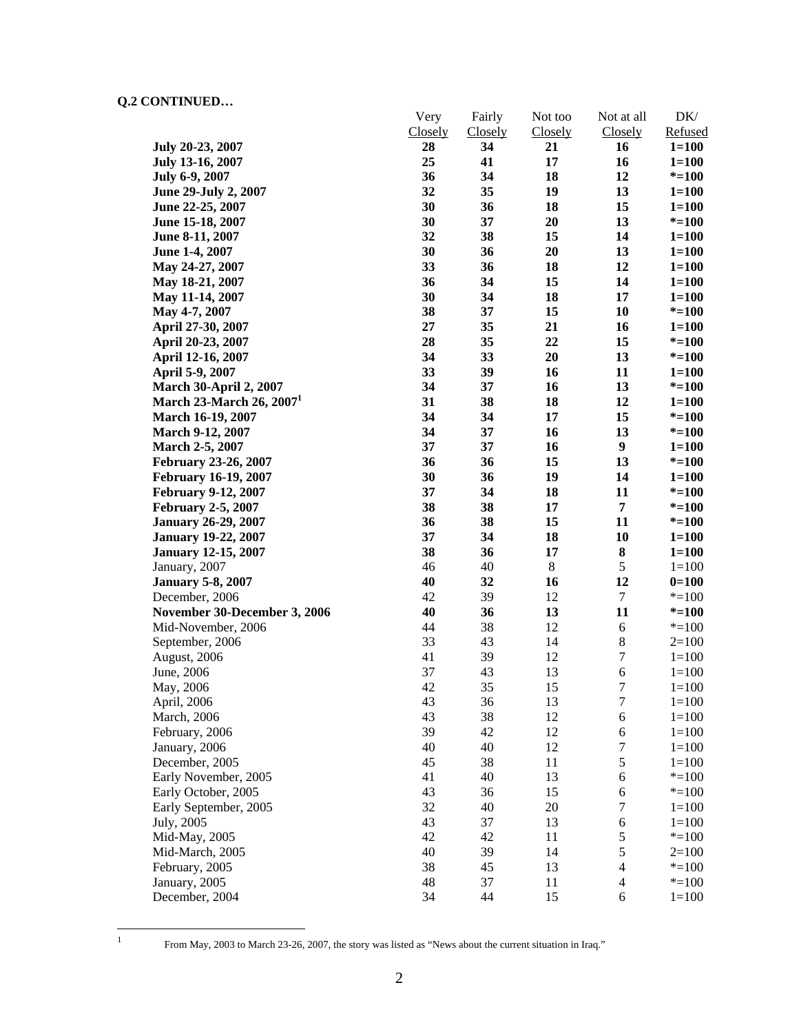**Q.2 CONTINUED…**

| | Very Closely | Fairly Closely | Not too Closely | Not at all Closely | DK/ Refused |
|---|---|---|---|---|---|
| **July 20-23, 2007** | **28** | **34** | **21** | **16** | **1=100** |
| **July 13-16, 2007** | **25** | **41** | **17** | **16** | **1=100** |
| **July 6-9, 2007** | **36** | **34** | **18** | **12** | ***=100** |
| **June 29-July 2, 2007** | **32** | **35** | **19** | **13** | **1=100** |
| **June 22-25, 2007** | **30** | **36** | **18** | **15** | **1=100** |
| **June 15-18, 2007** | **30** | **37** | **20** | **13** | ***=100** |
| **June 8-11, 2007** | **32** | **38** | **15** | **14** | **1=100** |
| **June 1-4, 2007** | **30** | **36** | **20** | **13** | **1=100** |
| **May 24-27, 2007** | **33** | **36** | **18** | **12** | **1=100** |
| **May 18-21, 2007** | **36** | **34** | **15** | **14** | **1=100** |
| **May 11-14, 2007** | **30** | **34** | **18** | **17** | **1=100** |
| **May 4-7, 2007** | **38** | **37** | **15** | **10** | ***=100** |
| **April 27-30, 2007** | **27** | **35** | **21** | **16** | **1=100** |
| **April 20-23, 2007** | **28** | **35** | **22** | **15** | ***=100** |
| **April 12-16, 2007** | **34** | **33** | **20** | **13** | ***=100** |
| **April 5-9, 2007** | **33** | **39** | **16** | **11** | **1=100** |
| **March 30-April 2, 2007** | **34** | **37** | **16** | **13** | ***=100** |
| **March 23-March 26, 2007[1]** | **31** | **38** | **18** | **12** | **1=100** |
| **March 16-19, 2007** | **34** | **34** | **17** | **15** | ***=100** |
| **March 9-12, 2007** | **34** | **37** | **16** | **13** | ***=100** |
| **March 2-5, 2007** | **37** | **37** | **16** | **9** | **1=100** |
| **February 23-26, 2007** | **36** | **36** | **15** | **13** | ***=100** |
| **February 16-19, 2007** | **30** | **36** | **19** | **14** | **1=100** |
| **February 9-12, 2007** | **37** | **34** | **18** | **11** | ***=100** |
| **February 2-5, 2007** | **38** | **38** | **17** | **7** | ***=100** |
| **January 26-29, 2007** | **36** | **38** | **15** | **11** | ***=100** |
| **January 19-22, 2007** | **37** | **34** | **18** | **10** | **1=100** |
| **January 12-15, 2007** | **38** | **36** | **17** | **8** | **1=100** |
| January, 2007 | 46 | 40 | 8 | 5 | 1=100 |
| **January 5-8, 2007** | **40** | **32** | **16** | **12** | **0=100** |
| December, 2006 | 42 | 39 | 12 | 7 | *=100 |
| **November 30-December 3, 2006** | **40** | **36** | **13** | **11** | ***=100** |
| Mid-November, 2006 | 44 | 38 | 12 | 6 | *=100 |
| September, 2006 | 33 | 43 | 14 | 8 | 2=100 |
| August, 2006 | 41 | 39 | 12 | 7 | 1=100 |
| June, 2006 | 37 | 43 | 13 | 6 | 1=100 |
| May, 2006 | 42 | 35 | 15 | 7 | 1=100 |
| April, 2006 | 43 | 36 | 13 | 7 | 1=100 |
| March, 2006 | 43 | 38 | 12 | 6 | 1=100 |
| February, 2006 | 39 | 42 | 12 | 6 | 1=100 |
| January, 2006 | 40 | 40 | 12 | 7 | 1=100 |
| December, 2005 | 45 | 38 | 11 | 5 | 1=100 |
| Early November, 2005 | 41 | 40 | 13 | 6 | *=100 |
| Early October, 2005 | 43 | 36 | 15 | 6 | *=100 |
| Early September, 2005 | 32 | 40 | 20 | 7 | 1=100 |
| July, 2005 | 43 | 37 | 13 | 6 | 1=100 |
| Mid-May, 2005 | 42 | 42 | 11 | 5 | *=100 |
| Mid-March, 2005 | 40 | 39 | 14 | 5 | 2=100 |
| February, 2005 | 38 | 45 | 13 | 4 | *=100 |
| January, 2005 | 48 | 37 | 11 | 4 | *=100 |
| December, 2004 | 34 | 44 | 15 | 6 | 1=100 |

[1] From May, 2003 to March 23-26, 2007, the story was listed as "News about the current situation in Iraq."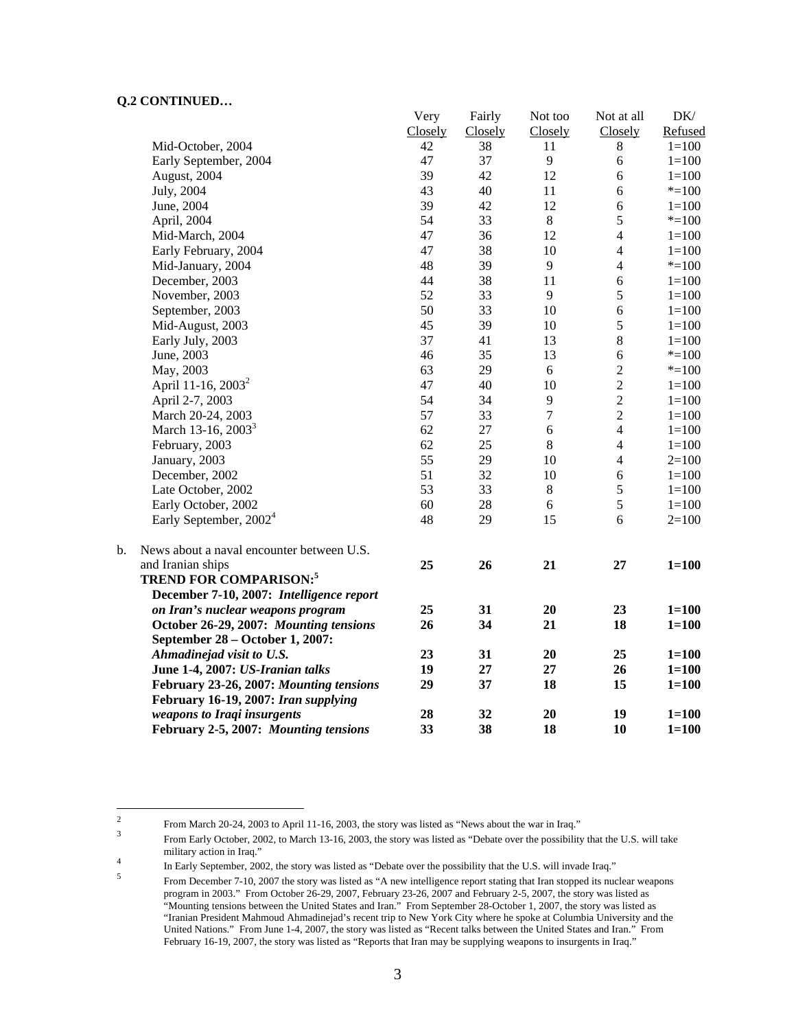**Q.2 CONTINUED…**

| | Very Closely | Fairly Closely | Not too Closely | Not at all Closely | DK/ Refused |
|---|---|---|---|---|---|
| Mid-October, 2004 | 42 | 38 | 11 | 8 | 1=100 |
| Early September, 2004 | 47 | 37 | 9 | 6 | 1=100 |
| August, 2004 | 39 | 42 | 12 | 6 | 1=100 |
| July, 2004 | 43 | 40 | 11 | 6 | *=100 |
| June, 2004 | 39 | 42 | 12 | 6 | 1=100 |
| April, 2004 | 54 | 33 | 8 | 5 | *=100 |
| Mid-March, 2004 | 47 | 36 | 12 | 4 | 1=100 |
| Early February, 2004 | 47 | 38 | 10 | 4 | 1=100 |
| Mid-January, 2004 | 48 | 39 | 9 | 4 | *=100 |
| December, 2003 | 44 | 38 | 11 | 6 | 1=100 |
| November, 2003 | 52 | 33 | 9 | 5 | 1=100 |
| September, 2003 | 50 | 33 | 10 | 6 | 1=100 |
| Mid-August, 2003 | 45 | 39 | 10 | 5 | 1=100 |
| Early July, 2003 | 37 | 41 | 13 | 8 | 1=100 |
| June, 2003 | 46 | 35 | 13 | 6 | *=100 |
| May, 2003 | 63 | 29 | 6 | 2 | *=100 |
| April 11-16, 2003[2] | 47 | 40 | 10 | 2 | 1=100 |
| April 2-7, 2003 | 54 | 34 | 9 | 2 | 1=100 |
| March 20-24, 2003 | 57 | 33 | 7 | 2 | 1=100 |
| March 13-16, 2003[3] | 62 | 27 | 6 | 4 | 1=100 |
| February, 2003 | 62 | 25 | 8 | 4 | 1=100 |
| January, 2003 | 55 | 29 | 10 | 4 | 2=100 |
| December, 2002 | 51 | 32 | 10 | 6 | 1=100 |
| Late October, 2002 | 53 | 33 | 8 | 5 | 1=100 |
| Early October, 2002 | 60 | 28 | 6 | 5 | 1=100 |
| Early September, 2002[4] | 48 | 29 | 15 | 6 | 2=100 |
| b. News about a naval encounter between U.S. and Iranian ships | **25** | **26** | **21** | **27** | **1=100** |
| **TREND FOR COMPARISON:[5]** | | | | | |
| **December 7-10, 2007:** ***Intelligence report on Iran's nuclear weapons program*** | **25** | **31** | **20** | **23** | **1=100** |
| **October 26-29, 2007:** ***Mounting tensions*** | **26** | **34** | **21** | **18** | **1=100** |
| **September 28 – October 1, 2007:** ***Ahmadinejad visit to U.S.*** | **23** | **31** | **20** | **25** | **1=100** |
| **June 1-4, 2007:** ***US-Iranian talks*** | **19** | **27** | **27** | **26** | **1=100** |
| **February 23-26, 2007:** ***Mounting tensions*** | **29** | **37** | **18** | **15** | **1=100** |
| **February 16-19, 2007:** ***Iran supplying weapons to Iraqi insurgents*** | **28** | **32** | **20** | **19** | **1=100** |
| **February 2-5, 2007:** ***Mounting tensions*** | **33** | **38** | **18** | **10** | **1=100** |

[2] From March 20-24, 2003 to April 11-16, 2003, the story was listed as "News about the war in Iraq."

[3] From Early October, 2002, to March 13-16, 2003, the story was listed as "Debate over the possibility that the U.S. will take military action in Iraq."

[4] In Early September, 2002, the story was listed as "Debate over the possibility that the U.S. will invade Iraq."

[5] From December 7-10, 2007 the story was listed as "A new intelligence report stating that Iran stopped its nuclear weapons program in 2003." From October 26-29, 2007, February 23-26, 2007 and February 2-5, 2007, the story was listed as "Mounting tensions between the United States and Iran." From September 28-October 1, 2007, the story was listed as "Iranian President Mahmoud Ahmadinejad's recent trip to New York City where he spoke at Columbia University and the United Nations." From June 1-4, 2007, the story was listed as "Recent talks between the United States and Iran." From February 16-19, 2007, the story was listed as "Reports that Iran may be supplying weapons to insurgents in Iraq."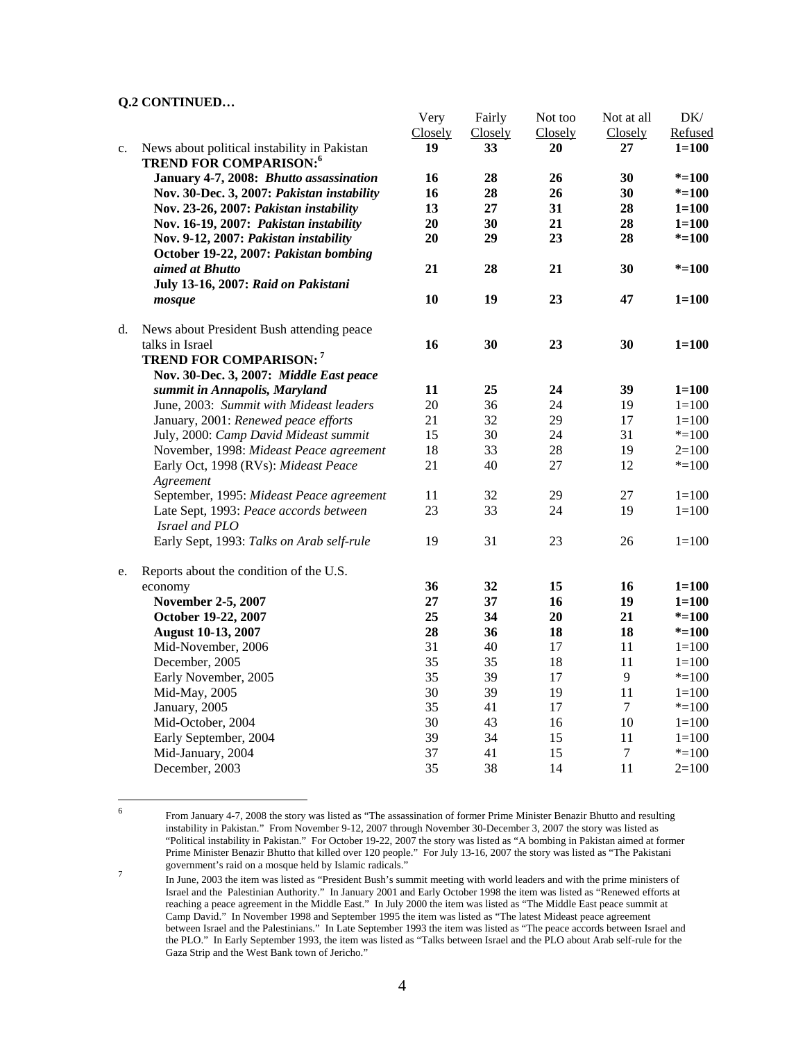**Q.2 CONTINUED…**

| | | Very Closely | Fairly Closely | Not too Closely | Not at all Closely | DK/ Refused |
|---|---|---|---|---|---|---|
| c. | News about political instability in Pakistan | **19** | **33** | **20** | **27** | **1=100** |
| | **TREND FOR COMPARISON:**[6] | | | | | |
| | **January 4-7, 2008:** ***Bhutto assassination*** | **16** | **28** | **26** | **30** | **\*=100** |
| | **Nov. 30-Dec. 3, 2007:** ***Pakistan instability*** | **16** | **28** | **26** | **30** | **\*=100** |
| | **Nov. 23-26, 2007:** ***Pakistan instability*** | **13** | **27** | **31** | **28** | **1=100** |
| | **Nov. 16-19, 2007:** ***Pakistan instability*** | **20** | **30** | **21** | **28** | **1=100** |
| | **Nov. 9-12, 2007:** ***Pakistan instability*** | **20** | **29** | **23** | **28** | **\*=100** |
| | **October 19-22, 2007:** ***Pakistan bombing aimed at Bhutto*** | **21** | **28** | **21** | **30** | **\*=100** |
| | **July 13-16, 2007:** ***Raid on Pakistani mosque*** | **10** | **19** | **23** | **47** | **1=100** |
| d. | News about President Bush attending peace talks in Israel | **16** | **30** | **23** | **30** | **1=100** |
| | **TREND FOR COMPARISON:**[7] | | | | | |
| | **Nov. 30-Dec. 3, 2007:** ***Middle East peace summit in Annapolis, Maryland*** | **11** | **25** | **24** | **39** | **1=100** |
| | June, 2003: *Summit with Mideast leaders* | 20 | 36 | 24 | 19 | 1=100 |
| | January, 2001: *Renewed peace efforts* | 21 | 32 | 29 | 17 | 1=100 |
| | July, 2000: *Camp David Mideast summit* | 15 | 30 | 24 | 31 | \*=100 |
| | November, 1998: *Mideast Peace agreement* | 18 | 33 | 28 | 19 | 2=100 |
| | Early Oct, 1998 (RVs): *Mideast Peace Agreement* | 21 | 40 | 27 | 12 | \*=100 |
| | September, 1995: *Mideast Peace agreement* | 11 | 32 | 29 | 27 | 1=100 |
| | Late Sept, 1993: *Peace accords between Israel and PLO* | 23 | 33 | 24 | 19 | 1=100 |
| | Early Sept, 1993: *Talks on Arab self-rule* | 19 | 31 | 23 | 26 | 1=100 |
| e. | Reports about the condition of the U.S. economy | **36** | **32** | **15** | **16** | **1=100** |
| | **November 2-5, 2007** | **27** | **37** | **16** | **19** | **1=100** |
| | **October 19-22, 2007** | **25** | **34** | **20** | **21** | **\*=100** |
| | **August 10-13, 2007** | **28** | **36** | **18** | **18** | **\*=100** |
| | Mid-November, 2006 | 31 | 40 | 17 | 11 | 1=100 |
| | December, 2005 | 35 | 35 | 18 | 11 | 1=100 |
| | Early November, 2005 | 35 | 39 | 17 | 9 | \*=100 |
| | Mid-May, 2005 | 30 | 39 | 19 | 11 | 1=100 |
| | January, 2005 | 35 | 41 | 17 | 7 | \*=100 |
| | Mid-October, 2004 | 30 | 43 | 16 | 10 | 1=100 |
| | Early September, 2004 | 39 | 34 | 15 | 11 | 1=100 |
| | Mid-January, 2004 | 37 | 41 | 15 | 7 | \*=100 |
| | December, 2003 | 35 | 38 | 14 | 11 | 2=100 |

[6] From January 4-7, 2008 the story was listed as "The assassination of former Prime Minister Benazir Bhutto and resulting instability in Pakistan." From November 9-12, 2007 through November 30-December 3, 2007 the story was listed as "Political instability in Pakistan." For October 19-22, 2007 the story was listed as "A bombing in Pakistan aimed at former Prime Minister Benazir Bhutto that killed over 120 people." For July 13-16, 2007 the story was listed as "The Pakistani government's raid on a mosque held by Islamic radicals."

[7] In June, 2003 the item was listed as "President Bush's summit meeting with world leaders and with the prime ministers of Israel and the Palestinian Authority." In January 2001 and Early October 1998 the item was listed as "Renewed efforts at reaching a peace agreement in the Middle East." In July 2000 the item was listed as "The Middle East peace summit at Camp David." In November 1998 and September 1995 the item was listed as "The latest Mideast peace agreement between Israel and the Palestinians." In Late September 1993 the item was listed as "The peace accords between Israel and the PLO." In Early September 1993, the item was listed as "Talks between Israel and the PLO about Arab self-rule for the Gaza Strip and the West Bank town of Jericho."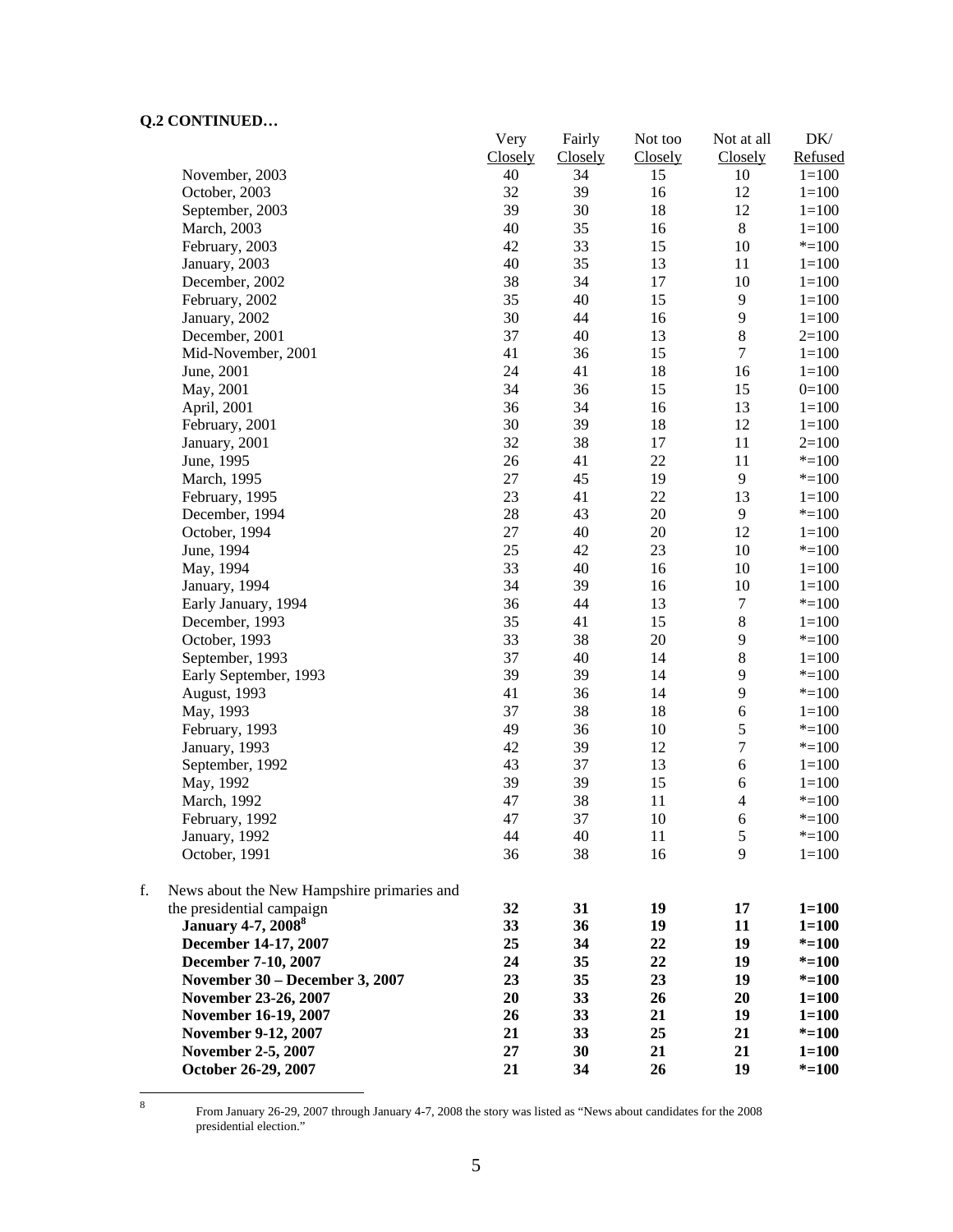**Q.2 CONTINUED…**

| | Very Closely | Fairly Closely | Not too Closely | Not at all Closely | DK/ Refused |
|---|---|---|---|---|---|
| November, 2003 | 40 | 34 | 15 | 10 | 1=100 |
| October, 2003 | 32 | 39 | 16 | 12 | 1=100 |
| September, 2003 | 39 | 30 | 18 | 12 | 1=100 |
| March, 2003 | 40 | 35 | 16 | 8 | 1=100 |
| February, 2003 | 42 | 33 | 15 | 10 | *=100 |
| January, 2003 | 40 | 35 | 13 | 11 | 1=100 |
| December, 2002 | 38 | 34 | 17 | 10 | 1=100 |
| February, 2002 | 35 | 40 | 15 | 9 | 1=100 |
| January, 2002 | 30 | 44 | 16 | 9 | 1=100 |
| December, 2001 | 37 | 40 | 13 | 8 | 2=100 |
| Mid-November, 2001 | 41 | 36 | 15 | 7 | 1=100 |
| June, 2001 | 24 | 41 | 18 | 16 | 1=100 |
| May, 2001 | 34 | 36 | 15 | 15 | 0=100 |
| April, 2001 | 36 | 34 | 16 | 13 | 1=100 |
| February, 2001 | 30 | 39 | 18 | 12 | 1=100 |
| January, 2001 | 32 | 38 | 17 | 11 | 2=100 |
| June, 1995 | 26 | 41 | 22 | 11 | *=100 |
| March, 1995 | 27 | 45 | 19 | 9 | *=100 |
| February, 1995 | 23 | 41 | 22 | 13 | 1=100 |
| December, 1994 | 28 | 43 | 20 | 9 | *=100 |
| October, 1994 | 27 | 40 | 20 | 12 | 1=100 |
| June, 1994 | 25 | 42 | 23 | 10 | *=100 |
| May, 1994 | 33 | 40 | 16 | 10 | 1=100 |
| January, 1994 | 34 | 39 | 16 | 10 | 1=100 |
| Early January, 1994 | 36 | 44 | 13 | 7 | *=100 |
| December, 1993 | 35 | 41 | 15 | 8 | 1=100 |
| October, 1993 | 33 | 38 | 20 | 9 | *=100 |
| September, 1993 | 37 | 40 | 14 | 8 | 1=100 |
| Early September, 1993 | 39 | 39 | 14 | 9 | *=100 |
| August, 1993 | 41 | 36 | 14 | 9 | *=100 |
| May, 1993 | 37 | 38 | 18 | 6 | 1=100 |
| February, 1993 | 49 | 36 | 10 | 5 | *=100 |
| January, 1993 | 42 | 39 | 12 | 7 | *=100 |
| September, 1992 | 43 | 37 | 13 | 6 | 1=100 |
| May, 1992 | 39 | 39 | 15 | 6 | 1=100 |
| March, 1992 | 47 | 38 | 11 | 4 | *=100 |
| February, 1992 | 47 | 37 | 10 | 6 | *=100 |
| January, 1992 | 44 | 40 | 11 | 5 | *=100 |
| October, 1991 | 36 | 38 | 16 | 9 | 1=100 |
| f. News about the New Hampshire primaries and the presidential campaign | **32** | **31** | **19** | **17** | **1=100** |
| **January 4-7, 2008[8]** | **33** | **36** | **19** | **11** | **1=100** |
| **December 14-17, 2007** | **25** | **34** | **22** | **19** | ***=100** |
| **December 7-10, 2007** | **24** | **35** | **22** | **19** | ***=100** |
| **November 30 – December 3, 2007** | **23** | **35** | **23** | **19** | ***=100** |
| **November 23-26, 2007** | **20** | **33** | **26** | **20** | **1=100** |
| **November 16-19, 2007** | **26** | **33** | **21** | **19** | **1=100** |
| **November 9-12, 2007** | **21** | **33** | **25** | **21** | ***=100** |
| **November 2-5, 2007** | **27** | **30** | **21** | **21** | **1=100** |
| **October 26-29, 2007** | **21** | **34** | **26** | **19** | ***=100** |

[8] From January 26-29, 2007 through January 4-7, 2008 the story was listed as "News about candidates for the 2008 presidential election."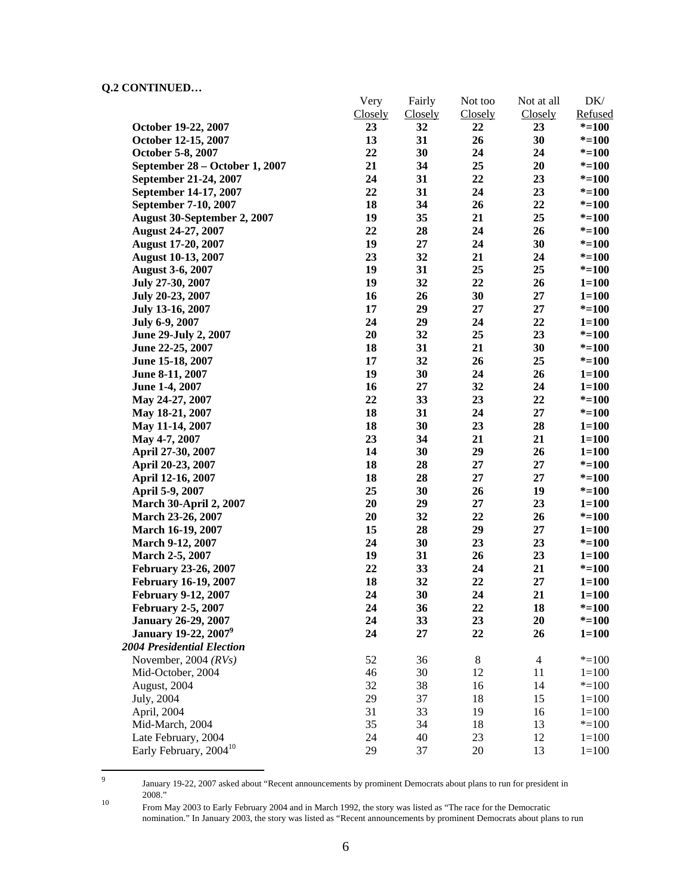**Q.2 CONTINUED…**

| | Very Closely | Fairly Closely | Not too Closely | Not at all Closely | DK/ Refused |
|---|---|---|---|---|---|
| **October 19-22, 2007** | **23** | **32** | **22** | **23** | ***=100** |
| **October 12-15, 2007** | **13** | **31** | **26** | **30** | ***=100** |
| **October 5-8, 2007** | **22** | **30** | **24** | **24** | ***=100** |
| **September 28 – October 1, 2007** | **21** | **34** | **25** | **20** | ***=100** |
| **September 21-24, 2007** | **24** | **31** | **22** | **23** | ***=100** |
| **September 14-17, 2007** | **22** | **31** | **24** | **23** | ***=100** |
| **September 7-10, 2007** | **18** | **34** | **26** | **22** | ***=100** |
| **August 30-September 2, 2007** | **19** | **35** | **21** | **25** | ***=100** |
| **August 24-27, 2007** | **22** | **28** | **24** | **26** | ***=100** |
| **August 17-20, 2007** | **19** | **27** | **24** | **30** | ***=100** |
| **August 10-13, 2007** | **23** | **32** | **21** | **24** | ***=100** |
| **August 3-6, 2007** | **19** | **31** | **25** | **25** | ***=100** |
| **July 27-30, 2007** | **19** | **32** | **22** | **26** | **1=100** |
| **July 20-23, 2007** | **16** | **26** | **30** | **27** | **1=100** |
| **July 13-16, 2007** | **17** | **29** | **27** | **27** | ***=100** |
| **July 6-9, 2007** | **24** | **29** | **24** | **22** | **1=100** |
| **June 29-July 2, 2007** | **20** | **32** | **25** | **23** | ***=100** |
| **June 22-25, 2007** | **18** | **31** | **21** | **30** | ***=100** |
| **June 15-18, 2007** | **17** | **32** | **26** | **25** | ***=100** |
| **June 8-11, 2007** | **19** | **30** | **24** | **26** | **1=100** |
| **June 1-4, 2007** | **16** | **27** | **32** | **24** | **1=100** |
| **May 24-27, 2007** | **22** | **33** | **23** | **22** | ***=100** |
| **May 18-21, 2007** | **18** | **31** | **24** | **27** | ***=100** |
| **May 11-14, 2007** | **18** | **30** | **23** | **28** | **1=100** |
| **May 4-7, 2007** | **23** | **34** | **21** | **21** | **1=100** |
| **April 27-30, 2007** | **14** | **30** | **29** | **26** | **1=100** |
| **April 20-23, 2007** | **18** | **28** | **27** | **27** | ***=100** |
| **April 12-16, 2007** | **18** | **28** | **27** | **27** | ***=100** |
| **April 5-9, 2007** | **25** | **30** | **26** | **19** | ***=100** |
| **March 30-April 2, 2007** | **20** | **29** | **27** | **23** | **1=100** |
| **March 23-26, 2007** | **20** | **32** | **22** | **26** | ***=100** |
| **March 16-19, 2007** | **15** | **28** | **29** | **27** | **1=100** |
| **March 9-12, 2007** | **24** | **30** | **23** | **23** | ***=100** |
| **March 2-5, 2007** | **19** | **31** | **26** | **23** | **1=100** |
| **February 23-26, 2007** | **22** | **33** | **24** | **21** | ***=100** |
| **February 16-19, 2007** | **18** | **32** | **22** | **27** | **1=100** |
| **February 9-12, 2007** | **24** | **30** | **24** | **21** | **1=100** |
| **February 2-5, 2007** | **24** | **36** | **22** | **18** | ***=100** |
| **January 26-29, 2007** | **24** | **33** | **23** | **20** | ***=100** |
| **January 19-22, 2007[9]** | **24** | **27** | **22** | **26** | **1=100** |
| ***2004 Presidential Election*** | | | | | |
| November, 2004 *(RVs)* | 52 | 36 | 8 | 4 | *=100 |
| Mid-October, 2004 | 46 | 30 | 12 | 11 | 1=100 |
| August, 2004 | 32 | 38 | 16 | 14 | *=100 |
| July, 2004 | 29 | 37 | 18 | 15 | 1=100 |
| April, 2004 | 31 | 33 | 19 | 16 | 1=100 |
| Mid-March, 2004 | 35 | 34 | 18 | 13 | *=100 |
| Late February, 2004 | 24 | 40 | 23 | 12 | 1=100 |
| Early February, 2004[10] | 29 | 37 | 20 | 13 | 1=100 |

[9] January 19-22, 2007 asked about "Recent announcements by prominent Democrats about plans to run for president in 2008."

[10] From May 2003 to Early February 2004 and in March 1992, the story was listed as "The race for the Democratic nomination." In January 2003, the story was listed as "Recent announcements by prominent Democrats about plans to run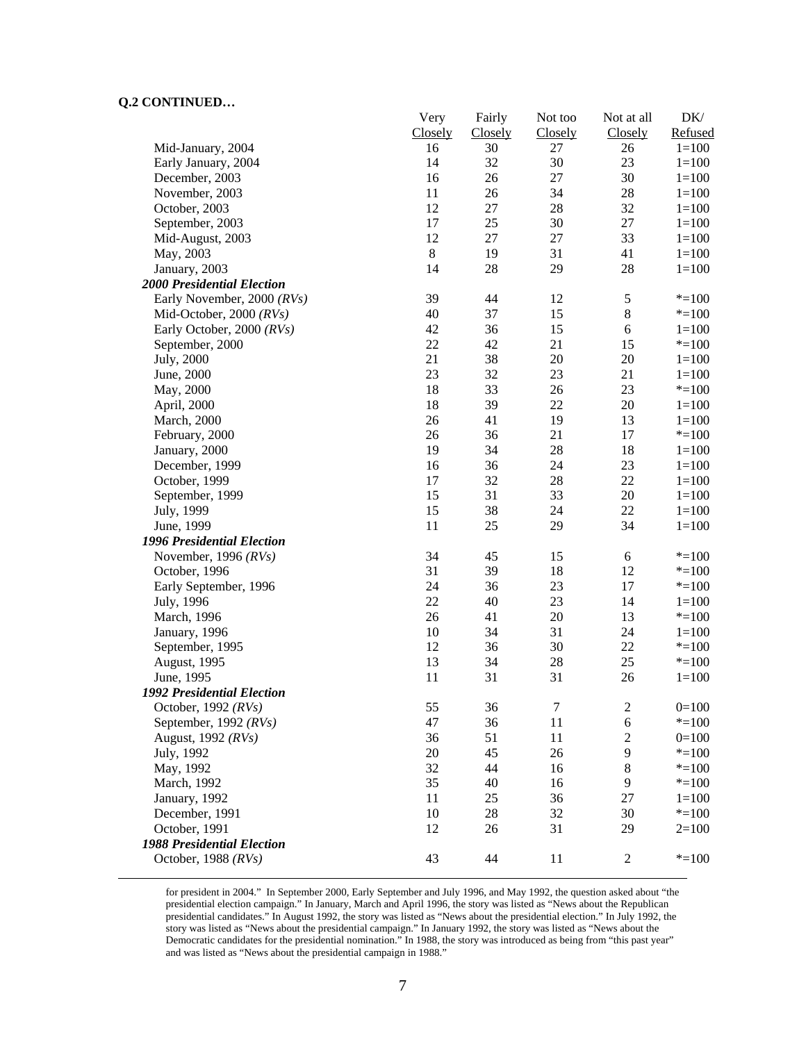**Q.2 CONTINUED…**

| | Very Closely | Fairly Closely | Not too Closely | Not at all Closely | DK/ Refused |
|---|---|---|---|---|---|
| Mid-January, 2004 | 16 | 30 | 27 | 26 | 1=100 |
| Early January, 2004 | 14 | 32 | 30 | 23 | 1=100 |
| December, 2003 | 16 | 26 | 27 | 30 | 1=100 |
| November, 2003 | 11 | 26 | 34 | 28 | 1=100 |
| October, 2003 | 12 | 27 | 28 | 32 | 1=100 |
| September, 2003 | 17 | 25 | 30 | 27 | 1=100 |
| Mid-August, 2003 | 12 | 27 | 27 | 33 | 1=100 |
| May, 2003 | 8 | 19 | 31 | 41 | 1=100 |
| January, 2003 | 14 | 28 | 29 | 28 | 1=100 |
| ***2000 Presidential Election*** | | | | | |
| Early November, 2000 *(RVs)* | 39 | 44 | 12 | 5 | *=100 |
| Mid-October, 2000 *(RVs)* | 40 | 37 | 15 | 8 | *=100 |
| Early October, 2000 *(RVs)* | 42 | 36 | 15 | 6 | 1=100 |
| September, 2000 | 22 | 42 | 21 | 15 | *=100 |
| July, 2000 | 21 | 38 | 20 | 20 | 1=100 |
| June, 2000 | 23 | 32 | 23 | 21 | 1=100 |
| May, 2000 | 18 | 33 | 26 | 23 | *=100 |
| April, 2000 | 18 | 39 | 22 | 20 | 1=100 |
| March, 2000 | 26 | 41 | 19 | 13 | 1=100 |
| February, 2000 | 26 | 36 | 21 | 17 | *=100 |
| January, 2000 | 19 | 34 | 28 | 18 | 1=100 |
| December, 1999 | 16 | 36 | 24 | 23 | 1=100 |
| October, 1999 | 17 | 32 | 28 | 22 | 1=100 |
| September, 1999 | 15 | 31 | 33 | 20 | 1=100 |
| July, 1999 | 15 | 38 | 24 | 22 | 1=100 |
| June, 1999 | 11 | 25 | 29 | 34 | 1=100 |
| ***1996 Presidential Election*** | | | | | |
| November, 1996 *(RVs)* | 34 | 45 | 15 | 6 | *=100 |
| October, 1996 | 31 | 39 | 18 | 12 | *=100 |
| Early September, 1996 | 24 | 36 | 23 | 17 | *=100 |
| July, 1996 | 22 | 40 | 23 | 14 | 1=100 |
| March, 1996 | 26 | 41 | 20 | 13 | *=100 |
| January, 1996 | 10 | 34 | 31 | 24 | 1=100 |
| September, 1995 | 12 | 36 | 30 | 22 | *=100 |
| August, 1995 | 13 | 34 | 28 | 25 | *=100 |
| June, 1995 | 11 | 31 | 31 | 26 | 1=100 |
| ***1992 Presidential Election*** | | | | | |
| October, 1992 *(RVs)* | 55 | 36 | 7 | 2 | 0=100 |
| September, 1992 *(RVs)* | 47 | 36 | 11 | 6 | *=100 |
| August, 1992 *(RVs)* | 36 | 51 | 11 | 2 | 0=100 |
| July, 1992 | 20 | 45 | 26 | 9 | *=100 |
| May, 1992 | 32 | 44 | 16 | 8 | *=100 |
| March, 1992 | 35 | 40 | 16 | 9 | *=100 |
| January, 1992 | 11 | 25 | 36 | 27 | 1=100 |
| December, 1991 | 10 | 28 | 32 | 30 | *=100 |
| October, 1991 | 12 | 26 | 31 | 29 | 2=100 |
| ***1988 Presidential Election*** | | | | | |
| October, 1988 *(RVs)* | 43 | 44 | 11 | 2 | *=100 |

---

for president in 2004." In September 2000, Early September and July 1996, and May 1992, the question asked about "the presidential election campaign." In January, March and April 1996, the story was listed as "News about the Republican presidential candidates." In August 1992, the story was listed as "News about the presidential election." In July 1992, the story was listed as "News about the presidential campaign." In January 1992, the story was listed as "News about the Democratic candidates for the presidential nomination." In 1988, the story was introduced as being from "this past year" and was listed as "News about the presidential campaign in 1988."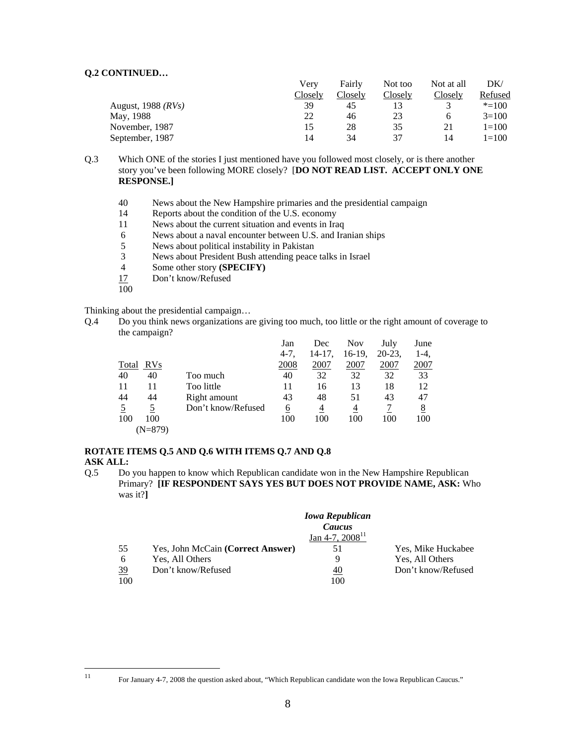**Q.2 CONTINUED…**

| | Very Closely | Fairly Closely | Not too Closely | Not at all Closely | DK/ Refused |
|---|---|---|---|---|---|
| August, 1988 *(RVs)* | 39 | 45 | 13 | 3 | *=100 |
| May, 1988 | 22 | 46 | 23 | 6 | 3=100 |
| November, 1987 | 15 | 28 | 35 | 21 | 1=100 |
| September, 1987 | 14 | 34 | 37 | 14 | 1=100 |

Q.3 Which ONE of the stories I just mentioned have you followed most closely, or is there another story you've been following MORE closely? [**DO NOT READ LIST. ACCEPT ONLY ONE RESPONSE.]**

| | |
|---|---|
| 40 | News about the New Hampshire primaries and the presidential campaign |
| 14 | Reports about the condition of the U.S. economy |
| 11 | News about the current situation and events in Iraq |
| 6 | News about a naval encounter between U.S. and Iranian ships |
| 5 | News about political instability in Pakistan |
| 3 | News about President Bush attending peace talks in Israel |
| 4 | Some other story **(SPECIFY)** |
| 17 | Don't know/Refused |
| 100 | |

Thinking about the presidential campaign…

Q.4 Do you think news organizations are giving too much, too little or the right amount of coverage to the campaign?

| Total | RVs | | Jan 4-7, 2008 | Dec 14-17, 2007 | Nov 16-19, 2007 | July 20-23, 2007 | June 1-4, 2007 |
|---|---|---|---|---|---|---|---|
| 40 | 40 | Too much | 40 | 32 | 32 | 32 | 33 |
| 11 | 11 | Too little | 11 | 16 | 13 | 18 | 12 |
| 44 | 44 | Right amount | 43 | 48 | 51 | 43 | 47 |
| 5 | 5 | Don't know/Refused | 6 | 4 | 4 | 7 | 8 |
| 100 | 100 | | 100 | 100 | 100 | 100 | 100 |
| | (N=879) | | | | | | |

**ROTATE ITEMS Q.5 AND Q.6 WITH ITEMS Q.7 AND Q.8**
**ASK ALL:**

Q.5 Do you happen to know which Republican candidate won in the New Hampshire Republican Primary? **[IF RESPONDENT SAYS YES BUT DOES NOT PROVIDE NAME, ASK:** Who was it?**]**

| | | ***Iowa Republican Caucus*** Jan 4-7, 2008[11] | |
|---|---|---|---|
| 55 | Yes, John McCain **(Correct Answer)** | 51 | Yes, Mike Huckabee |
| 6 | Yes, All Others | 9 | Yes, All Others |
| 39 | Don't know/Refused | 40 | Don't know/Refused |
| 100 | | 100 | |

[11] For January 4-7, 2008 the question asked about, "Which Republican candidate won the Iowa Republican Caucus."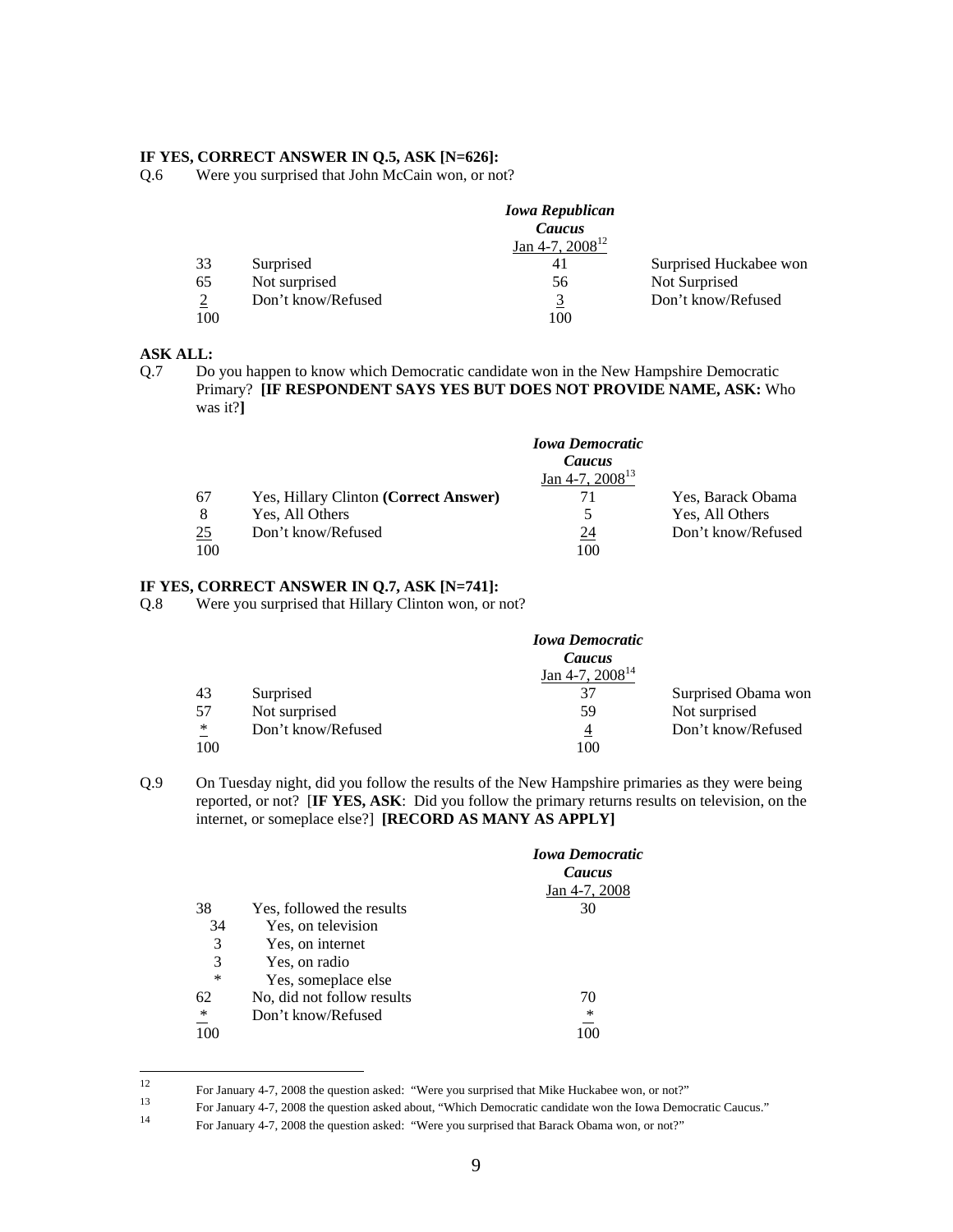**IF YES, CORRECT ANSWER IN Q.5, ASK [N=626]:**

Q.6 Were you surprised that John McCain won, or not?

| | | *Iowa Republican Caucus* Jan 4-7, 2008[12] | |
|---|---|---|---|
| 33 | Surprised | 41 | Surprised Huckabee won |
| 65 | Not surprised | 56 | Not Surprised |
| 2 | Don't know/Refused | 3 | Don't know/Refused |
| 100 | | 100 | |

**ASK ALL:**

Q.7 Do you happen to know which Democratic candidate won in the New Hampshire Democratic Primary? **[IF RESPONDENT SAYS YES BUT DOES NOT PROVIDE NAME, ASK:** Who was it?**]**

| | | *Iowa Democratic Caucus* Jan 4-7, 2008[13] | |
|---|---|---|---|
| 67 | Yes, Hillary Clinton **(Correct Answer)** | 71 | Yes, Barack Obama |
| 8 | Yes, All Others | 5 | Yes, All Others |
| 25 | Don't know/Refused | 24 | Don't know/Refused |
| 100 | | 100 | |

**IF YES, CORRECT ANSWER IN Q.7, ASK [N=741]:**

Q.8 Were you surprised that Hillary Clinton won, or not?

| | | *Iowa Democratic Caucus* Jan 4-7, 2008[14] | |
|---|---|---|---|
| 43 | Surprised | 37 | Surprised Obama won |
| 57 | Not surprised | 59 | Not surprised |
| * | Don't know/Refused | 4 | Don't know/Refused |
| 100 | | 100 | |

Q.9 On Tuesday night, did you follow the results of the New Hampshire primaries as they were being reported, or not? [**IF YES, ASK**: Did you follow the primary returns results on television, on the internet, or someplace else?] **[RECORD AS MANY AS APPLY]**

| | | *Iowa Democratic Caucus* Jan 4-7, 2008 |
|---|---|---|
| 38 | Yes, followed the results | 30 |
| 34 | Yes, on television | |
| 3 | Yes, on internet | |
| 3 | Yes, on radio | |
| * | Yes, someplace else | |
| 62 | No, did not follow results | 70 |
| * | Don't know/Refused | * |
| 100 | | 100 |

---

12 For January 4-7, 2008 the question asked: "Were you surprised that Mike Huckabee won, or not?"

13 For January 4-7, 2008 the question asked about, "Which Democratic candidate won the Iowa Democratic Caucus."

14 For January 4-7, 2008 the question asked: "Were you surprised that Barack Obama won, or not?"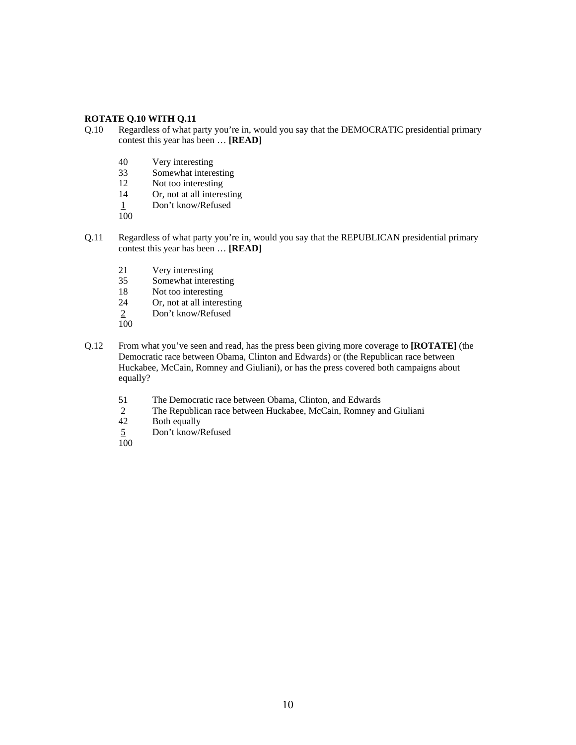**ROTATE Q.10 WITH Q.11**

Q.10 Regardless of what party you're in, would you say that the DEMOCRATIC presidential primary contest this year has been … **[READ]**

| | |
|---|---|
| 40 | Very interesting |
| 33 | Somewhat interesting |
| 12 | Not too interesting |
| 14 | Or, not at all interesting |
| 1 | Don't know/Refused |
| 100 | |

Q.11 Regardless of what party you're in, would you say that the REPUBLICAN presidential primary contest this year has been … **[READ]**

| | |
|---|---|
| 21 | Very interesting |
| 35 | Somewhat interesting |
| 18 | Not too interesting |
| 24 | Or, not at all interesting |
| 2 | Don't know/Refused |
| 100 | |

Q.12 From what you've seen and read, has the press been giving more coverage to **[ROTATE]** (the Democratic race between Obama, Clinton and Edwards) or (the Republican race between Huckabee, McCain, Romney and Giuliani), or has the press covered both campaigns about equally?

| | |
|---|---|
| 51 | The Democratic race between Obama, Clinton, and Edwards |
| 2 | The Republican race between Huckabee, McCain, Romney and Giuliani |
| 42 | Both equally |
| 5 | Don't know/Refused |
| 100 | |